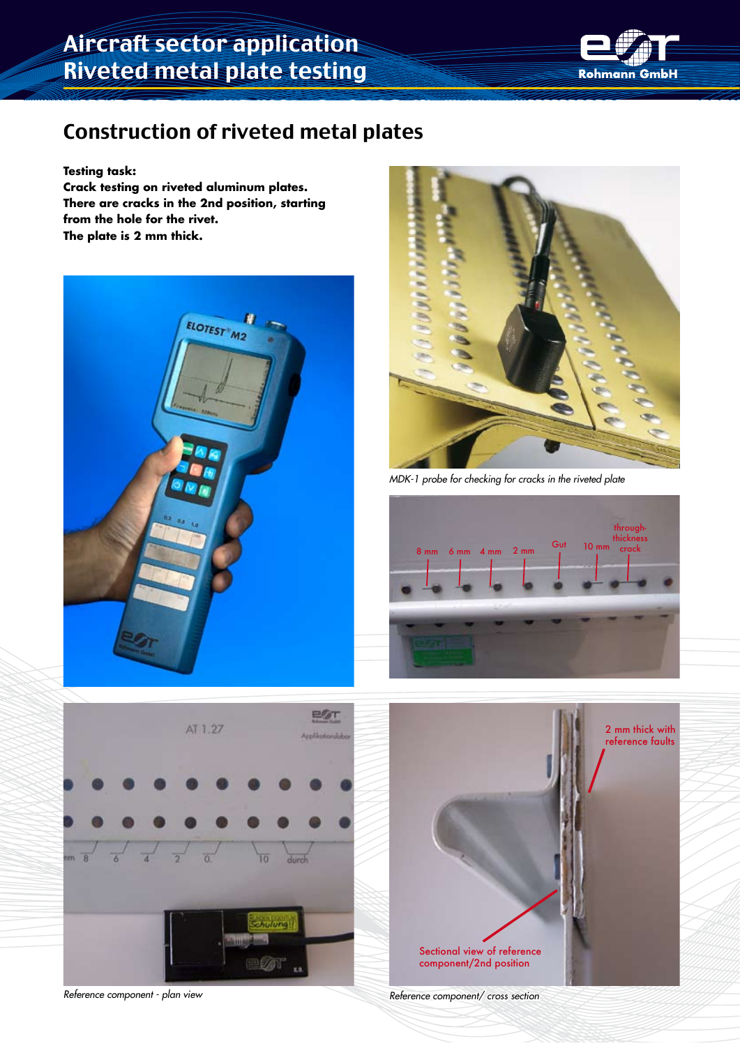# Aircraft sector application
# Riveted metal plate testing

## Construction of riveted metal plates

**Testing task:**
**Crack testing on riveted aluminum plates.**
**There are cracks in the 2nd position, starting from the hole for the rivet.**
**The plate is 2 mm thick.**

*MDK-1 probe for checking for cracks in the riveted plate*

8 mm 6 mm 4 mm 2 mm Gut 10 mm through-thickness crack

2 mm thick with reference faults

Sectional view of reference component/2nd position

*Reference component - plan view*

*Reference component/ cross section*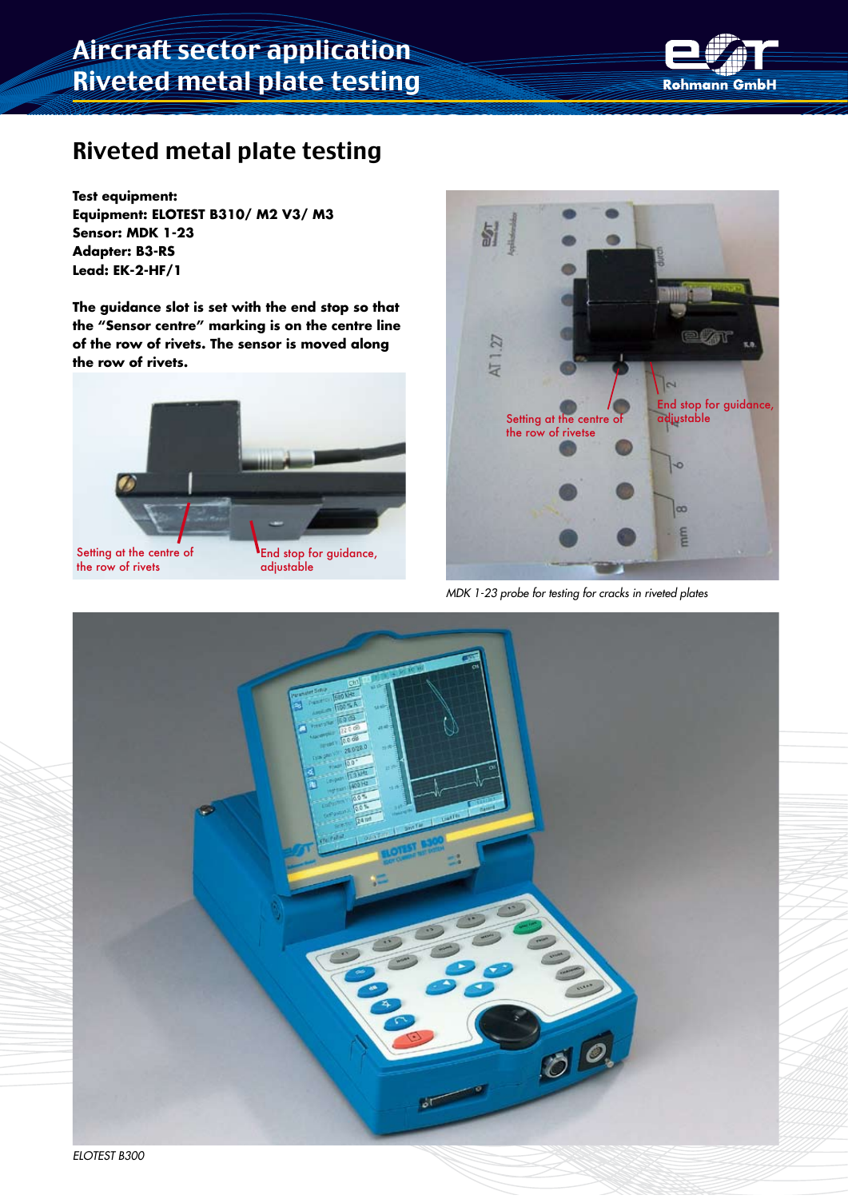# Aircraft sector application
# Riveted metal plate testing

## Riveted metal plate testing

**Test equipment:**
**Equipment: ELOTEST B310/ M2 V3/ M3**
**Sensor: MDK 1-23**
**Adapter: B3-RS**
**Lead: EK-2-HF/1**

**The guidance slot is set with the end stop so that the "Sensor centre" marking is on the centre line of the row of rivets. The sensor is moved along the row of rivets.**

Setting at the centre of the row of rivets

End stop for guidance, adjustable

Setting at the centre of the row of rivetse

End stop for guidance, adjustable

*MDK 1-23 probe for testing for cracks in riveted plates*

*ELOTEST B300*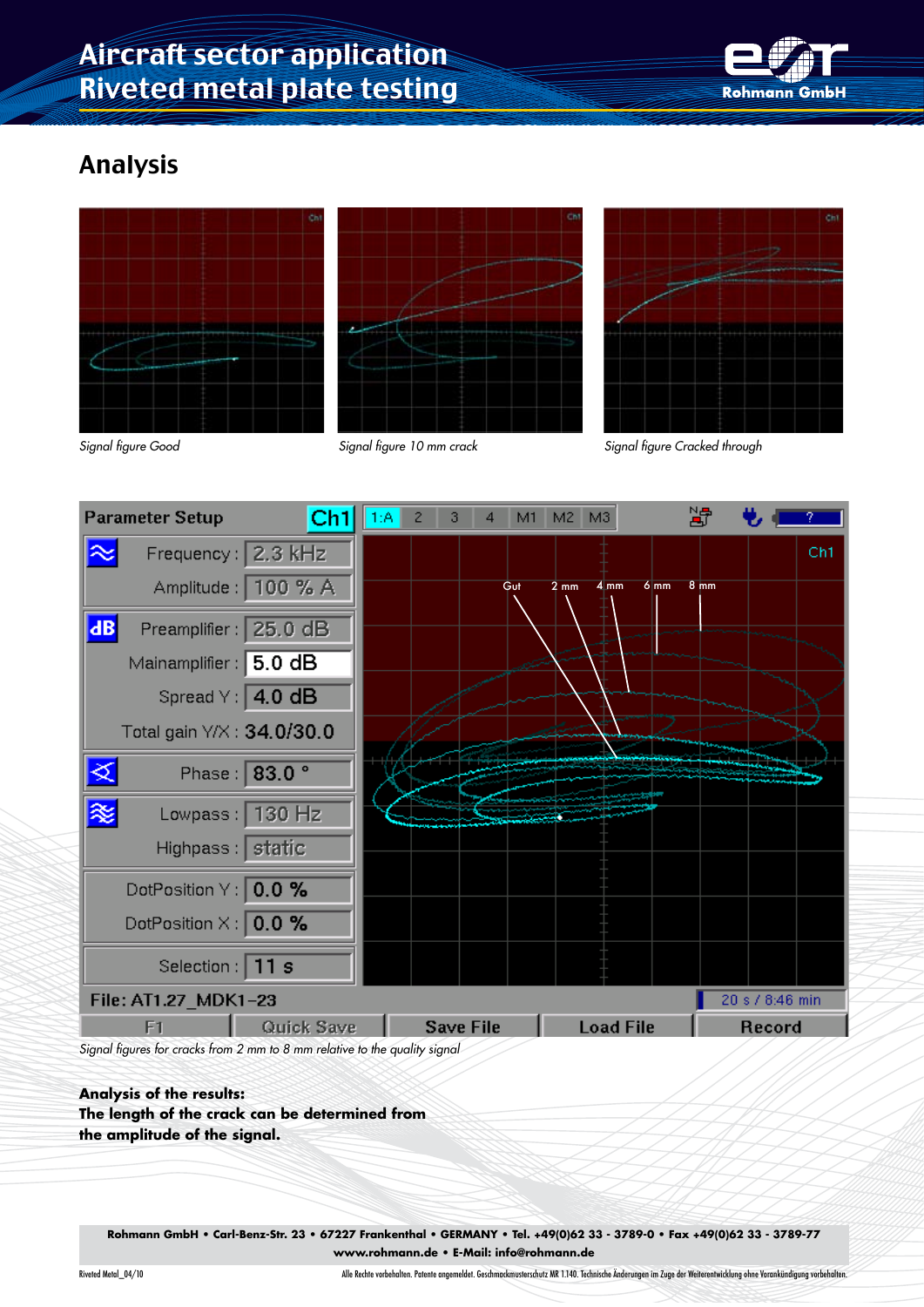# Aircraft sector application
# Riveted metal plate testing

## Analysis

Signal figure Good

Signal figure 10 mm crack

Signal figure Cracked through

Signal figures for cracks from 2 mm to 8 mm relative to the quality signal

**Analysis of the results:**
**The length of the crack can be determined from the amplitude of the signal.**

**Rohmann GmbH • Carl-Benz-Str. 23 • 67227 Frankenthal • GERMANY • Tel. +49(0)62 33 - 3789-0 • Fax +49(0)62 33 - 3789-77**
**www.rohmann.de • E-Mail: info@rohmann.de**

Riveted Metal_04/10

Alle Rechte vorbehalten. Patente angemeldet. Geschmacksmusterschutz MR 1.140. Technische Änderungen im Zuge der Weiterentwicklung ohne Vorankündigung vorbehalten.